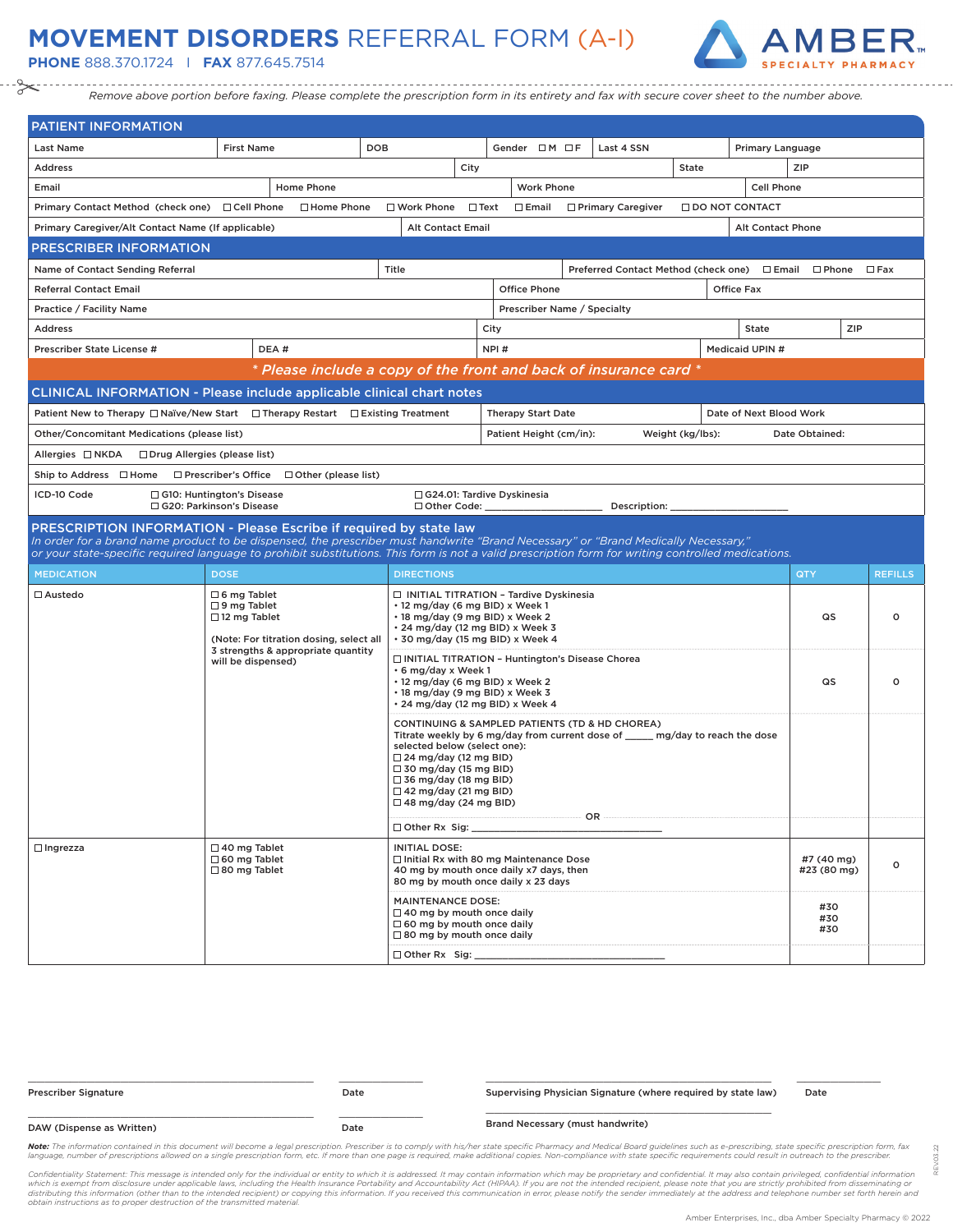# MOVEMENT DISORDERS REFERRAL FORM (A-I)

**PHONE** 888.370.1724 | **FAX** 877.645.7514

AMBER SPECIALTY PHARMACY

*Remove above portion before faxing. Please complete the prescription form in its entirety and fax with secure cover sheet to the number above.*

## PATIENT INFORMATION

| Last Name | First Name | DOB | Gender ☐M ☐F | Last 4 SSN | Primary Language |
|---|---|---|---|---|---|
| Address | | City | | State | ZIP |
| Email | Home Phone | | Work Phone | | Cell Phone |

Primary Contact Method (check one) ☐Cell Phone ☐Home Phone ☐Work Phone ☐Text ☐Email ☐Primary Caregiver ☐DO NOT CONTACT

| Primary Caregiver/Alt Contact Name (If applicable) | Alt Contact Email | Alt Contact Phone |
|---|---|---|

## PRESCRIBER INFORMATION

| Name of Contact Sending Referral | Title | Preferred Contact Method (check one) ☐Email ☐Phone ☐Fax | |
|---|---|---|---|
| Referral Contact Email | | Office Phone | Office Fax |
| Practice / Facility Name | | Prescriber Name / Specialty | |
| Address | City | State | ZIP |
| Prescriber State License # | DEA # | NPI # | Medicaid UPIN # |

*\* Please include a copy of the front and back of insurance card \**

## CLINICAL INFORMATION - Please include applicable clinical chart notes

| Patient New to Therapy ☐Naïve/New Start ☐Therapy Restart ☐Existing Treatment | Therapy Start Date | Date of Next Blood Work |
|---|---|---|
| Other/Concomitant Medications (please list) | Patient Height (cm/in): Weight (kg/lbs): Date Obtained: | |

Allergies ☐NKDA ☐Drug Allergies (please list)

Ship to Address ☐Home ☐Prescriber's Office ☐Other (please list)

ICD-10 Code ☐G10: Huntington's Disease ☐G20: Parkinson's Disease ☐G24.01: Tardive Dyskinesia ☐Other Code: ________________ Description: ________________

## PRESCRIPTION INFORMATION - Please Escribe if required by state law

*In order for a brand name product to be dispensed, the prescriber must handwrite "Brand Necessary" or "Brand Medically Necessary," or your state-specific required language to prohibit substitutions. This form is not a valid prescription form for writing controlled medications.*

| MEDICATION | DOSE | DIRECTIONS | QTY | REFILLS |
|---|---|---|---|---|
| ☐ Austedo | ☐6 mg Tablet<br>☐9 mg Tablet<br>☐12 mg Tablet<br><br>(Note: For titration dosing, select all 3 strengths & appropriate quantity will be dispensed) | ☐ INITIAL TITRATION – Tardive Dyskinesia<br>• 12 mg/day (6 mg BID) x Week 1<br>• 18 mg/day (9 mg BID) x Week 2<br>• 24 mg/day (12 mg BID) x Week 3<br>• 30 mg/day (15 mg BID) x Week 4 | QS | 0 |
| | | ☐ INITIAL TITRATION – Huntington's Disease Chorea<br>• 6 mg/day x Week 1<br>• 12 mg/day (6 mg BID) x Week 2<br>• 18 mg/day (9 mg BID) x Week 3<br>• 24 mg/day (12 mg BID) x Week 4 | QS | 0 |
| | | CONTINUING & SAMPLED PATIENTS (TD & HD CHOREA)<br>Titrate weekly by 6 mg/day from current dose of _____ mg/day to reach the dose selected below (select one):<br>☐ 24 mg/day (12 mg BID)<br>☐ 30 mg/day (15 mg BID)<br>☐ 36 mg/day (18 mg BID)<br>☐ 42 mg/day (21 mg BID)<br>☐ 48 mg/day (24 mg BID)<br>OR<br>☐ Other Rx Sig: ________________ | | |
| ☐ Ingrezza | ☐40 mg Tablet<br>☐60 mg Tablet<br>☐80 mg Tablet | INITIAL DOSE:<br>☐ Initial Rx with 80 mg Maintenance Dose<br>40 mg by mouth once daily x7 days, then<br>80 mg by mouth once daily x 23 days | #7 (40 mg)<br>#23 (80 mg) | 0 |
| | | MAINTENANCE DOSE:<br>☐ 40 mg by mouth once daily<br>☐ 60 mg by mouth once daily<br>☐ 80 mg by mouth once daily | #30<br>#30<br>#30 | |
| | | ☐ Other Rx Sig: ________________ | | |

________________ Prescriber Signature &nbsp;&nbsp; ________ Date &nbsp;&nbsp; ________________ Supervising Physician Signature (where required by state law) &nbsp;&nbsp; ________ Date

________________ DAW (Dispense as Written) &nbsp;&nbsp; ________ Date &nbsp;&nbsp; ________________ Brand Necessary (must handwrite)

***Note:*** *The information contained in this document will become a legal prescription. Prescriber is to comply with his/her state specific Pharmacy and Medical Board guidelines such as e-prescribing, state specific prescription form, fax language, number of prescriptions allowed on a single prescription form, etc. If more than one page is required, make additional copies. Non-compliance with state specific requirements could result in outreach to the prescriber.*

*Confidentiality Statement: This message is intended only for the individual or entity to which it is addressed. It may contain information which may be proprietary and confidential. It may also contain privileged, confidential information which is exempt from disclosure under applicable laws, including the Health Insurance Portability and Accountability Act (HIPAA). If you are not the intended recipient, please note that you are strictly prohibited from disseminating or distributing this information (other than to the intended recipient) or copying this information. If you received this communication in error, please notify the sender immediately at the address and telephone number set forth herein and obtain instructions as to proper destruction of the transmitted material.*

REV.03.22

Amber Enterprises, Inc., dba Amber Specialty Pharmacy © 2022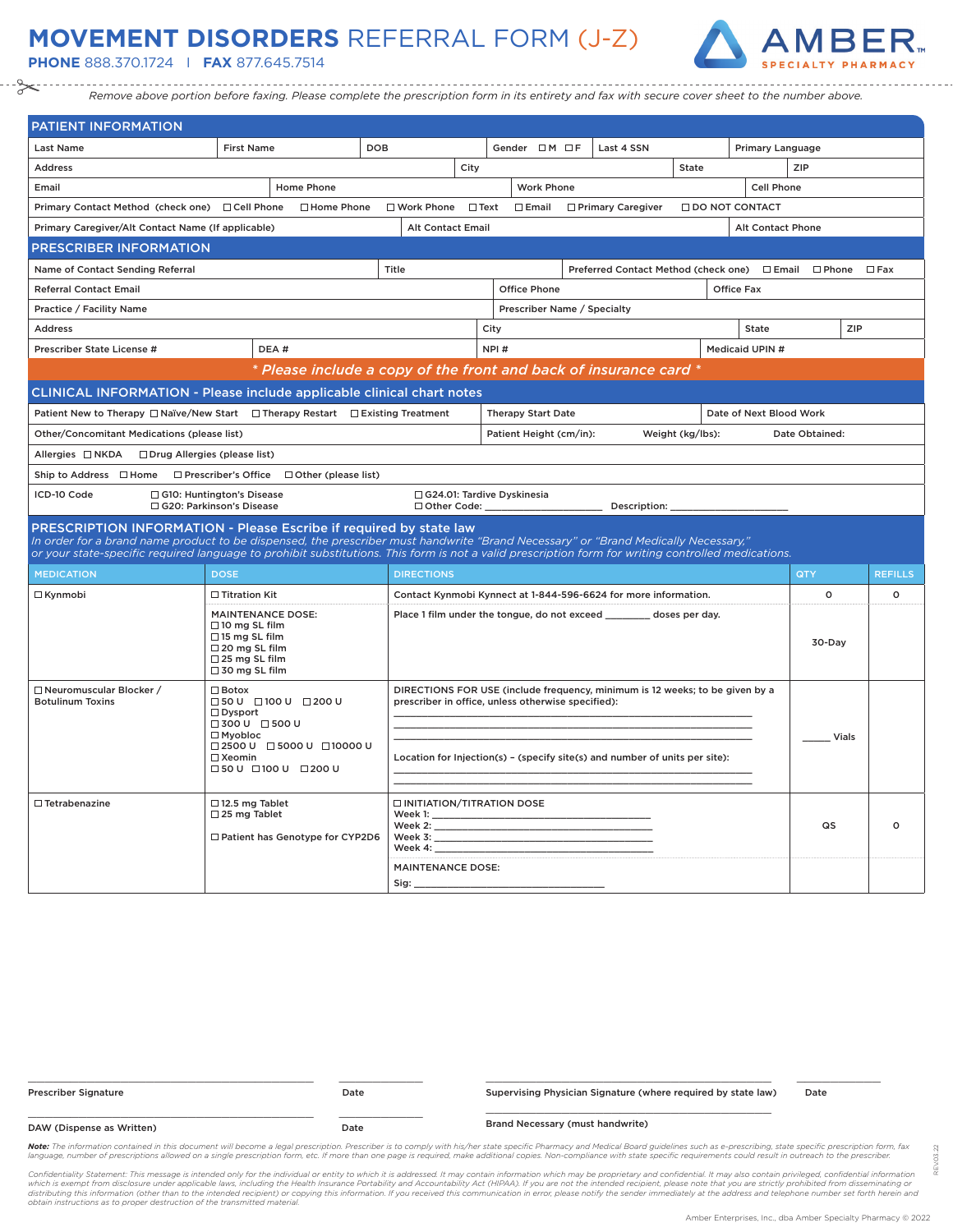# MOVEMENT DISORDERS REFERRAL FORM (J-Z)

**PHONE** 888.370.1724 | **FAX** 877.645.7514

AMBER SPECIALTY PHARMACY

*Remove above portion before faxing. Please complete the prescription form in its entirety and fax with secure cover sheet to the number above.*

## PATIENT INFORMATION

| | | | | | |
|---|---|---|---|---|---|
| Last Name | First Name | DOB | Gender ☐M ☐F | Last 4 SSN | Primary Language |
| Address | | City | | State | ZIP |
| Email | Home Phone | | Work Phone | | Cell Phone |

Primary Contact Method (check one) ☐Cell Phone ☐Home Phone ☐Work Phone ☐Text ☐Email ☐Primary Caregiver ☐DO NOT CONTACT

| | | |
|---|---|---|
| Primary Caregiver/Alt Contact Name (If applicable) | Alt Contact Email | Alt Contact Phone |

## PRESCRIBER INFORMATION

| | | | |
|---|---|---|---|
| Name of Contact Sending Referral | Title | Preferred Contact Method (check one) ☐Email ☐Phone ☐Fax | |
| Referral Contact Email | Office Phone | Office Fax | |
| Practice / Facility Name | Prescriber Name / Specialty | | |
| Address | City | State | ZIP |
| Prescriber State License # | DEA # | NPI # | Medicaid UPIN # |

*** Please include a copy of the front and back of insurance card ***

## CLINICAL INFORMATION - Please include applicable clinical chart notes

| | | |
|---|---|---|
| Patient New to Therapy ☐Naïve/New Start ☐Therapy Restart ☐Existing Treatment | Therapy Start Date | Date of Next Blood Work |
| Other/Concomitant Medications (please list) | Patient Height (cm/in): Weight (kg/lbs): Date Obtained: | |

Allergies ☐NKDA ☐Drug Allergies (please list)

Ship to Address ☐Home ☐Prescriber's Office ☐Other (please list)

ICD-10 Code ☐G10: Huntington's Disease ☐G20: Parkinson's Disease ☐G24.01: Tardive Dyskinesia ☐Other Code: ________________ Description: ________________

## PRESCRIPTION INFORMATION - Please Escribe if required by state law

*In order for a brand name product to be dispensed, the prescriber must handwrite "Brand Necessary" or "Brand Medically Necessary," or your state-specific required language to prohibit substitutions. This form is not a valid prescription form for writing controlled medications.*

| MEDICATION | DOSE | DIRECTIONS | QTY | REFILLS |
|---|---|---|---|---|
| ☐Kynmobi | ☐Titration Kit | Contact Kynmobi Kynnect at 1-844-596-6624 for more information. | 0 | 0 |
| | MAINTENANCE DOSE: ☐10 mg SL film ☐15 mg SL film ☐20 mg SL film ☐25 mg SL film ☐30 mg SL film | Place 1 film under the tongue, do not exceed ________ doses per day. | 30-Day | |
| ☐Neuromuscular Blocker / Botulinum Toxins | ☐Botox ☐50 U ☐100 U ☐200 U ☐Dysport ☐300 U ☐500 U ☐Myobloc ☐2500 U ☐5000 U ☐10000 U ☐Xeomin ☐50 U ☐100 U ☐200 U | DIRECTIONS FOR USE (include frequency, minimum is 12 weeks; to be given by a prescriber in office, unless otherwise specified): ________________ Location for Injection(s) – (specify site(s) and number of units per site): ________________ | _____ Vials | |
| ☐Tetrabenazine | ☐12.5 mg Tablet ☐25 mg Tablet ☐Patient has Genotype for CYP2D6 | ☐INITIATION/TITRATION DOSE Week 1: ________ Week 2: ________ Week 3: ________ Week 4: ________ | QS | 0 |
| | | MAINTENANCE DOSE: Sig: ________________ | | |

| | | | |
|---|---|---|---|
| Prescriber Signature | Date | Supervising Physician Signature (where required by state law) | Date |
| DAW (Dispense as Written) | Date | Brand Necessary (must handwrite) | |

***Note:** The information contained in this document will become a legal prescription. Prescriber is to comply with his/her state specific Pharmacy and Medical Board guidelines such as e-prescribing, state specific prescription form, fax language, number of prescriptions allowed on a single prescription form, etc. If more than one page is required, make additional copies. Non-compliance with state specific requirements could result in outreach to the prescriber.*

*Confidentiality Statement: This message is intended only for the individual or entity to which it is addressed. It may contain information which may be proprietary and confidential. It may also contain privileged, confidential information which is exempt from disclosure under applicable laws, including the Health Insurance Portability and Accountability Act (HIPAA). If you are not the intended recipient, please note that you are strictly prohibited from disseminating or distributing this information (other than to the intended recipient) or copying this information. If you received this communication in error, please notify the sender immediately at the address and telephone number set forth herein and obtain instructions as to proper destruction of the transmitted material.*

REV.03.22

Amber Enterprises, Inc., dba Amber Specialty Pharmacy © 2022